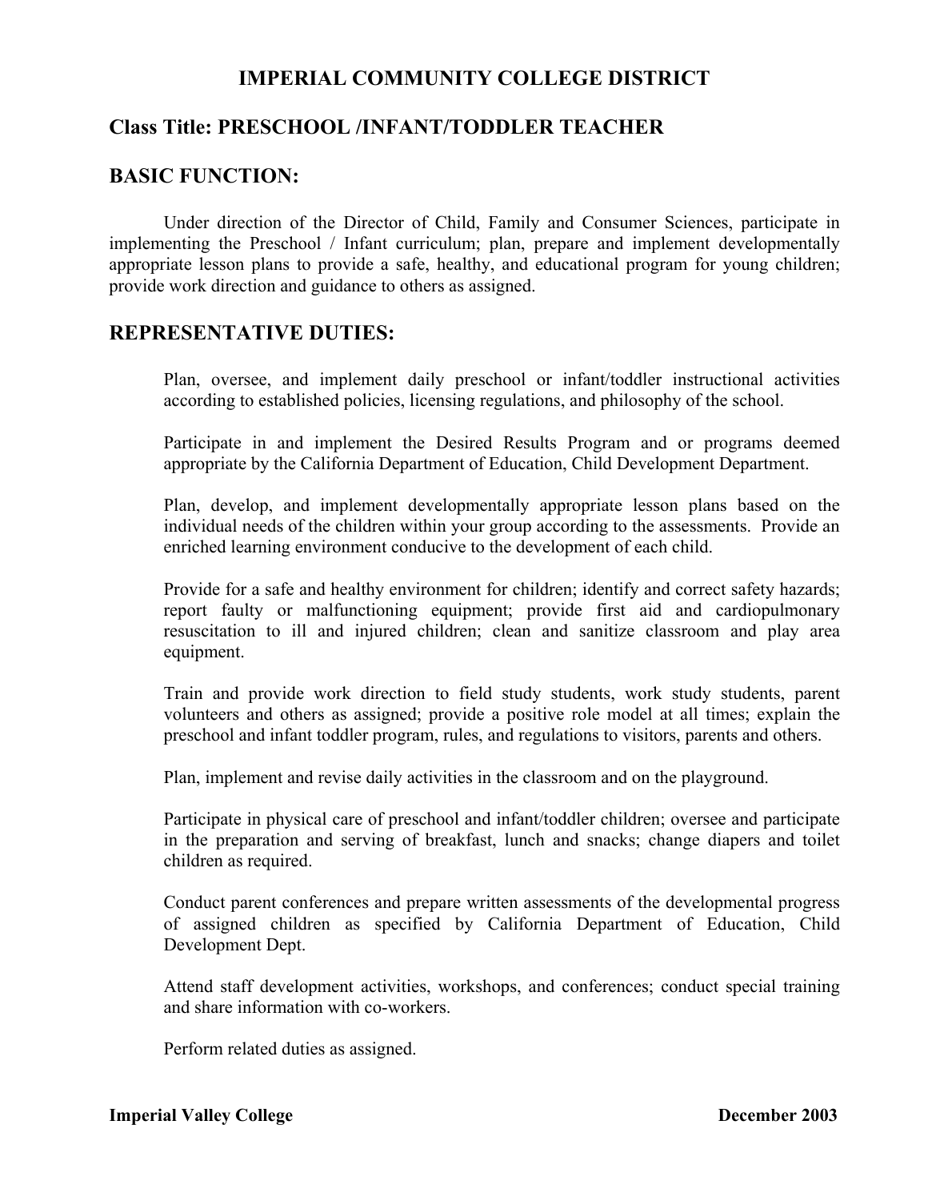# IMPERIAL COMMUNITY COLLEGE DISTRICT

## Class Title: PRESCHOOL /INFANT/TODDLER TEACHER

## BASIC FUNCTION:

Under direction of the Director of Child, Family and Consumer Sciences, participate in implementing the Preschool / Infant curriculum; plan, prepare and implement developmentally appropriate lesson plans to provide a safe, healthy, and educational program for young children; provide work direction and guidance to others as assigned.

## REPRESENTATIVE DUTIES:

Plan, oversee, and implement daily preschool or infant/toddler instructional activities according to established policies, licensing regulations, and philosophy of the school.

Participate in and implement the Desired Results Program and or programs deemed appropriate by the California Department of Education, Child Development Department.

Plan, develop, and implement developmentally appropriate lesson plans based on the individual needs of the children within your group according to the assessments. Provide an enriched learning environment conducive to the development of each child.

Provide for a safe and healthy environment for children; identify and correct safety hazards; report faulty or malfunctioning equipment; provide first aid and cardiopulmonary resuscitation to ill and injured children; clean and sanitize classroom and play area equipment.

Train and provide work direction to field study students, work study students, parent volunteers and others as assigned; provide a positive role model at all times; explain the preschool and infant toddler program, rules, and regulations to visitors, parents and others.

Plan, implement and revise daily activities in the classroom and on the playground.

Participate in physical care of preschool and infant/toddler children; oversee and participate in the preparation and serving of breakfast, lunch and snacks; change diapers and toilet children as required.

Conduct parent conferences and prepare written assessments of the developmental progress of assigned children as specified by California Department of Education, Child Development Dept.

Attend staff development activities, workshops, and conferences; conduct special training and share information with co-workers.

Perform related duties as assigned.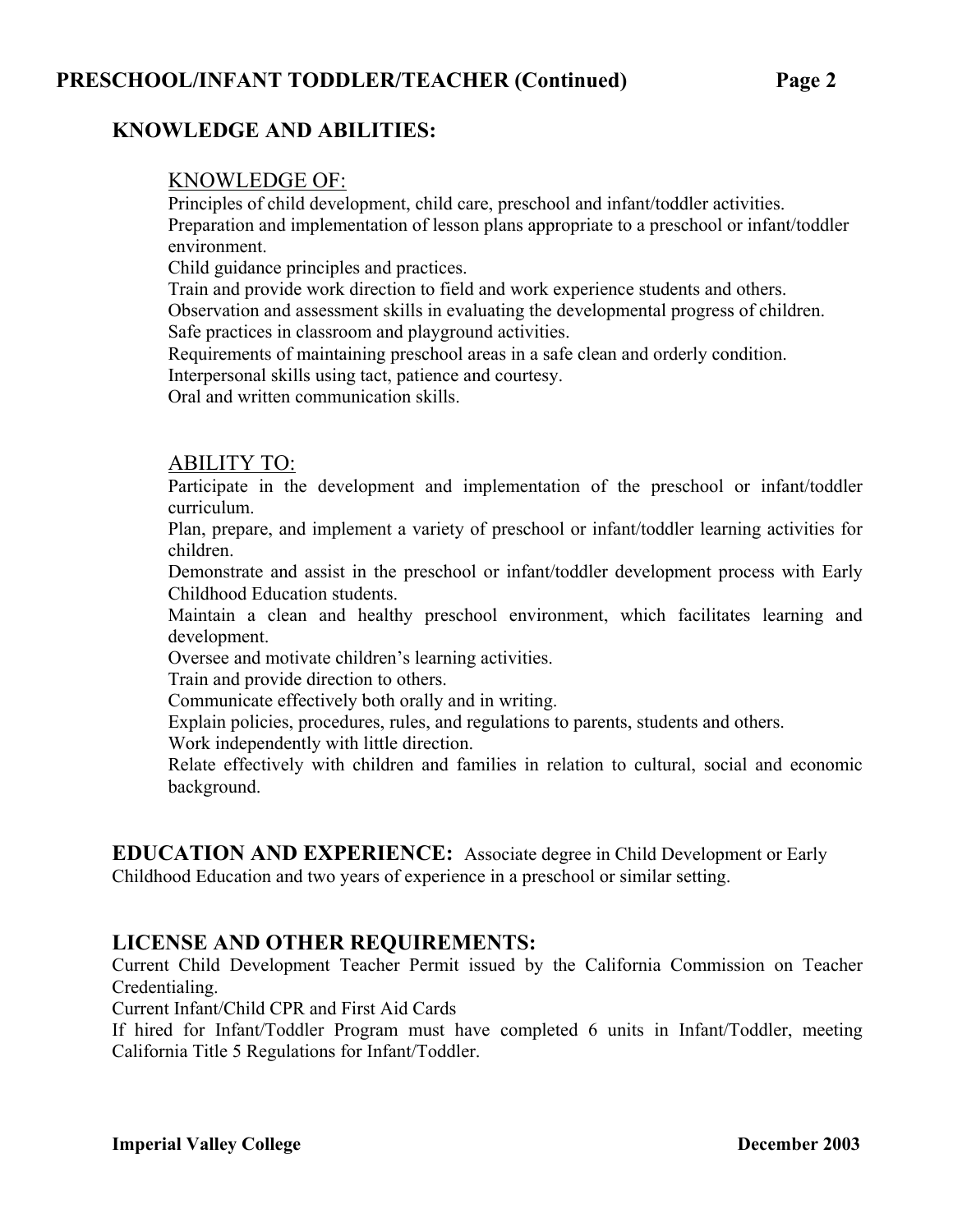## KNOWLEDGE AND ABILITIES:

### KNOWLEDGE OF:

Principles of child development, child care, preschool and infant/toddler activities.
Preparation and implementation of lesson plans appropriate to a preschool or infant/toddler environment.
Child guidance principles and practices.
Train and provide work direction to field and work experience students and others.
Observation and assessment skills in evaluating the developmental progress of children.
Safe practices in classroom and playground activities.
Requirements of maintaining preschool areas in a safe clean and orderly condition.
Interpersonal skills using tact, patience and courtesy.
Oral and written communication skills.

### ABILITY TO:

Participate in the development and implementation of the preschool or infant/toddler curriculum.
Plan, prepare, and implement a variety of preschool or infant/toddler learning activities for children.
Demonstrate and assist in the preschool or infant/toddler development process with Early Childhood Education students.
Maintain a clean and healthy preschool environment, which facilitates learning and development.
Oversee and motivate children's learning activities.
Train and provide direction to others.
Communicate effectively both orally and in writing.
Explain policies, procedures, rules, and regulations to parents, students and others.
Work independently with little direction.
Relate effectively with children and families in relation to cultural, social and economic background.

## EDUCATION AND EXPERIENCE:

Associate degree in Child Development or Early Childhood Education and two years of experience in a preschool or similar setting.

## LICENSE AND OTHER REQUIREMENTS:

Current Child Development Teacher Permit issued by the California Commission on Teacher Credentialing.
Current Infant/Child CPR and First Aid Cards
If hired for Infant/Toddler Program must have completed 6 units in Infant/Toddler, meeting California Title 5 Regulations for Infant/Toddler.